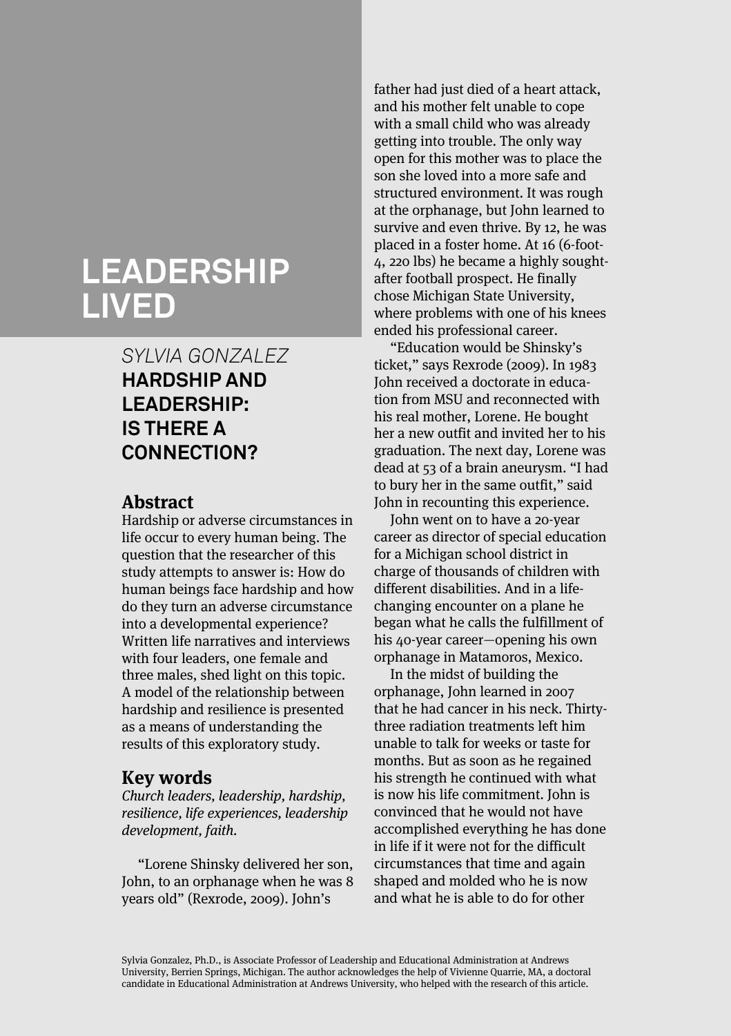# LEADERSHIP LIVED

*SYLVIA GONZALEZ*

## HARDSHIP AND LEADERSHIP: IS THERE A CONNECTION?

### Abstract

Hardship or adverse circumstances in life occur to every human being. The question that the researcher of this study attempts to answer is: How do human beings face hardship and how do they turn an adverse circumstance into a developmental experience? Written life narratives and interviews with four leaders, one female and three males, shed light on this topic. A model of the relationship between hardship and resilience is presented as a means of understanding the results of this exploratory study.

### Key words

*Church leaders, leadership, hardship, resilience, life experiences, leadership development, faith.*

"Lorene Shinsky delivered her son, John, to an orphanage when he was 8 years old" (Rexrode, 2009). John's father had just died of a heart attack, and his mother felt unable to cope with a small child who was already getting into trouble. The only way open for this mother was to place the son she loved into a more safe and structured environment. It was rough at the orphanage, but John learned to survive and even thrive. By 12, he was placed in a foster home. At 16 (6-foot-4, 220 lbs) he became a highly sought-after football prospect. He finally chose Michigan State University, where problems with one of his knees ended his professional career.

"Education would be Shinsky's ticket," says Rexrode (2009). In 1983 John received a doctorate in education from MSU and reconnected with his real mother, Lorene. He bought her a new outfit and invited her to his graduation. The next day, Lorene was dead at 53 of a brain aneurysm. "I had to bury her in the same outfit," said John in recounting this experience.

John went on to have a 20-year career as director of special education for a Michigan school district in charge of thousands of children with different disabilities. And in a life-changing encounter on a plane he began what he calls the fulfillment of his 40-year career—opening his own orphanage in Matamoros, Mexico.

In the midst of building the orphanage, John learned in 2007 that he had cancer in his neck. Thirty-three radiation treatments left him unable to talk for weeks or taste for months. But as soon as he regained his strength he continued with what is now his life commitment. John is convinced that he would not have accomplished everything he has done in life if it were not for the difficult circumstances that time and again shaped and molded who he is now and what he is able to do for other

Sylvia Gonzalez, Ph.D., is Associate Professor of Leadership and Educational Administration at Andrews University, Berrien Springs, Michigan. The author acknowledges the help of Vivienne Quarrie, MA, a doctoral candidate in Educational Administration at Andrews University, who helped with the research of this article.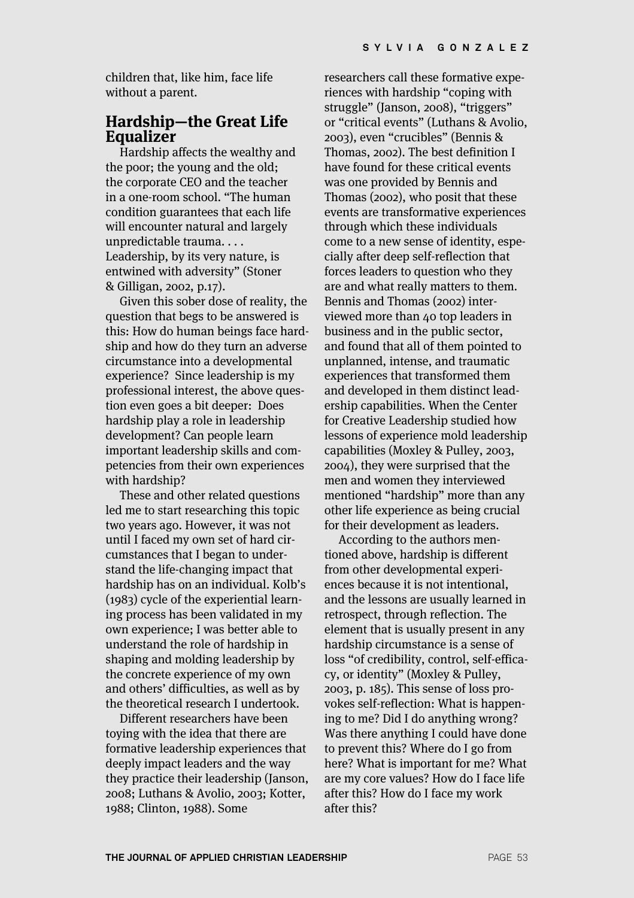children that, like him, face life without a parent.

## Hardship—the Great Life Equalizer

Hardship affects the wealthy and the poor; the young and the old; the corporate CEO and the teacher in a one-room school. "The human condition guarantees that each life will encounter natural and largely unpredictable trauma. . . . Leadership, by its very nature, is entwined with adversity" (Stoner & Gilligan, 2002, p.17).

Given this sober dose of reality, the question that begs to be answered is this: How do human beings face hardship and how do they turn an adverse circumstance into a developmental experience? Since leadership is my professional interest, the above question even goes a bit deeper: Does hardship play a role in leadership development? Can people learn important leadership skills and competencies from their own experiences with hardship?

These and other related questions led me to start researching this topic two years ago. However, it was not until I faced my own set of hard circumstances that I began to understand the life-changing impact that hardship has on an individual. Kolb's (1983) cycle of the experiential learning process has been validated in my own experience; I was better able to understand the role of hardship in shaping and molding leadership by the concrete experience of my own and others' difficulties, as well as by the theoretical research I undertook.

Different researchers have been toying with the idea that there are formative leadership experiences that deeply impact leaders and the way they practice their leadership (Janson, 2008; Luthans & Avolio, 2003; Kotter, 1988; Clinton, 1988). Some researchers call these formative experiences with hardship "coping with struggle" (Janson, 2008), "triggers" or "critical events" (Luthans & Avolio, 2003), even "crucibles" (Bennis & Thomas, 2002). The best definition I have found for these critical events was one provided by Bennis and Thomas (2002), who posit that these events are transformative experiences through which these individuals come to a new sense of identity, especially after deep self-reflection that forces leaders to question who they are and what really matters to them. Bennis and Thomas (2002) interviewed more than 40 top leaders in business and in the public sector, and found that all of them pointed to unplanned, intense, and traumatic experiences that transformed them and developed in them distinct leadership capabilities. When the Center for Creative Leadership studied how lessons of experience mold leadership capabilities (Moxley & Pulley, 2003, 2004), they were surprised that the men and women they interviewed mentioned "hardship" more than any other life experience as being crucial for their development as leaders.

According to the authors mentioned above, hardship is different from other developmental experiences because it is not intentional, and the lessons are usually learned in retrospect, through reflection. The element that is usually present in any hardship circumstance is a sense of loss "of credibility, control, self-efficacy, or identity" (Moxley & Pulley, 2003, p. 185). This sense of loss provokes self-reflection: What is happening to me? Did I do anything wrong? Was there anything I could have done to prevent this? Where do I go from here? What is important for me? What are my core values? How do I face life after this? How do I face my work after this?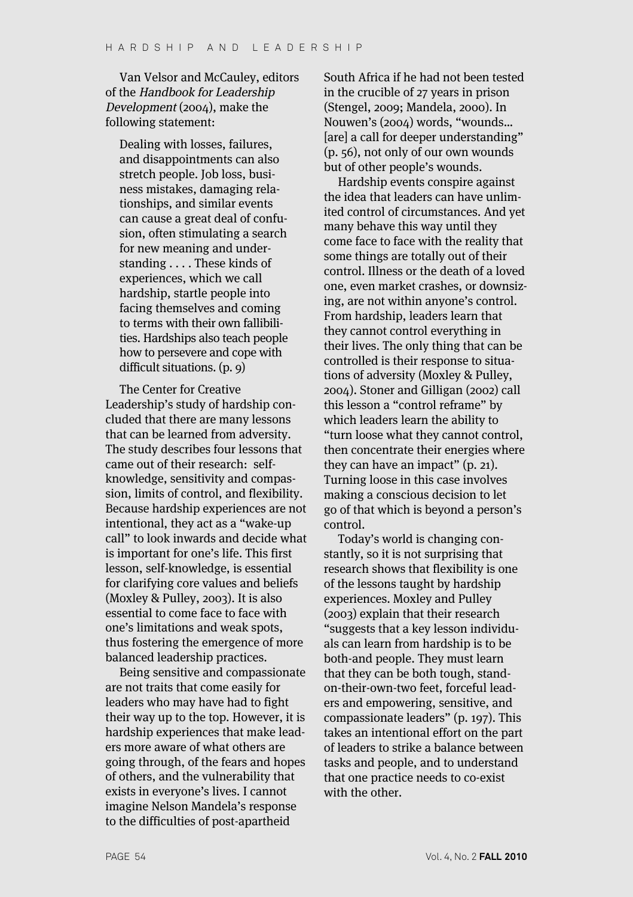Van Velsor and McCauley, editors of the *Handbook for Leadership Development* (2004), make the following statement:

> Dealing with losses, failures, and disappointments can also stretch people. Job loss, business mistakes, damaging relationships, and similar events can cause a great deal of confusion, often stimulating a search for new meaning and understanding . . . . These kinds of experiences, which we call hardship, startle people into facing themselves and coming to terms with their own fallibilities. Hardships also teach people how to persevere and cope with difficult situations. (p. 9)

The Center for Creative Leadership's study of hardship concluded that there are many lessons that can be learned from adversity. The study describes four lessons that came out of their research: self-knowledge, sensitivity and compassion, limits of control, and flexibility. Because hardship experiences are not intentional, they act as a "wake-up call" to look inwards and decide what is important for one's life. This first lesson, self-knowledge, is essential for clarifying core values and beliefs (Moxley & Pulley, 2003). It is also essential to come face to face with one's limitations and weak spots, thus fostering the emergence of more balanced leadership practices.

Being sensitive and compassionate are not traits that come easily for leaders who may have had to fight their way up to the top. However, it is hardship experiences that make leaders more aware of what others are going through, of the fears and hopes of others, and the vulnerability that exists in everyone's lives. I cannot imagine Nelson Mandela's response to the difficulties of post-apartheid South Africa if he had not been tested in the crucible of 27 years in prison (Stengel, 2009; Mandela, 2000). In Nouwen's (2004) words, "wounds… [are] a call for deeper understanding" (p. 56), not only of our own wounds but of other people's wounds.

Hardship events conspire against the idea that leaders can have unlimited control of circumstances. And yet many behave this way until they come face to face with the reality that some things are totally out of their control. Illness or the death of a loved one, even market crashes, or downsizing, are not within anyone's control. From hardship, leaders learn that they cannot control everything in their lives. The only thing that can be controlled is their response to situations of adversity (Moxley & Pulley, 2004). Stoner and Gilligan (2002) call this lesson a "control reframe" by which leaders learn the ability to "turn loose what they cannot control, then concentrate their energies where they can have an impact" (p. 21). Turning loose in this case involves making a conscious decision to let go of that which is beyond a person's control.

Today's world is changing constantly, so it is not surprising that research shows that flexibility is one of the lessons taught by hardship experiences. Moxley and Pulley (2003) explain that their research "suggests that a key lesson individuals can learn from hardship is to be both-and people. They must learn that they can be both tough, stand-on-their-own-two feet, forceful leaders and empowering, sensitive, and compassionate leaders" (p. 197). This takes an intentional effort on the part of leaders to strike a balance between tasks and people, and to understand that one practice needs to co-exist with the other.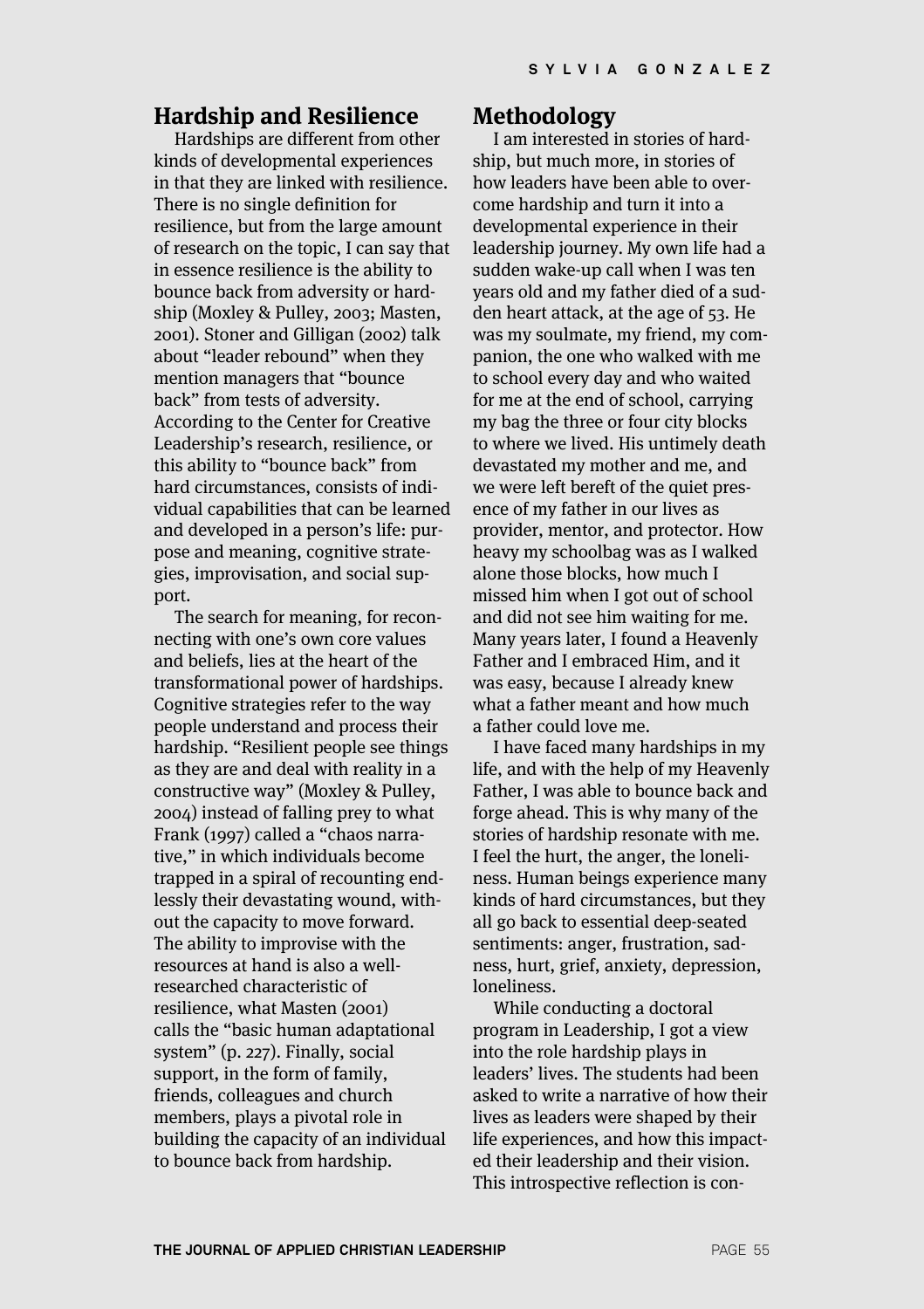## Hardship and Resilience

Hardships are different from other kinds of developmental experiences in that they are linked with resilience. There is no single definition for resilience, but from the large amount of research on the topic, I can say that in essence resilience is the ability to bounce back from adversity or hardship (Moxley & Pulley, 2003; Masten, 2001). Stoner and Gilligan (2002) talk about "leader rebound" when they mention managers that "bounce back" from tests of adversity. According to the Center for Creative Leadership's research, resilience, or this ability to "bounce back" from hard circumstances, consists of individual capabilities that can be learned and developed in a person's life: purpose and meaning, cognitive strategies, improvisation, and social support.

The search for meaning, for reconnecting with one's own core values and beliefs, lies at the heart of the transformational power of hardships. Cognitive strategies refer to the way people understand and process their hardship. "Resilient people see things as they are and deal with reality in a constructive way" (Moxley & Pulley, 2004) instead of falling prey to what Frank (1997) called a "chaos narrative," in which individuals become trapped in a spiral of recounting endlessly their devastating wound, without the capacity to move forward. The ability to improvise with the resources at hand is also a well-researched characteristic of resilience, what Masten (2001) calls the "basic human adaptational system" (p. 227). Finally, social support, in the form of family, friends, colleagues and church members, plays a pivotal role in building the capacity of an individual to bounce back from hardship.

## Methodology

I am interested in stories of hardship, but much more, in stories of how leaders have been able to overcome hardship and turn it into a developmental experience in their leadership journey. My own life had a sudden wake-up call when I was ten years old and my father died of a sudden heart attack, at the age of 53. He was my soulmate, my friend, my companion, the one who walked with me to school every day and who waited for me at the end of school, carrying my bag the three or four city blocks to where we lived. His untimely death devastated my mother and me, and we were left bereft of the quiet presence of my father in our lives as provider, mentor, and protector. How heavy my schoolbag was as I walked alone those blocks, how much I missed him when I got out of school and did not see him waiting for me. Many years later, I found a Heavenly Father and I embraced Him, and it was easy, because I already knew what a father meant and how much a father could love me.

I have faced many hardships in my life, and with the help of my Heavenly Father, I was able to bounce back and forge ahead. This is why many of the stories of hardship resonate with me. I feel the hurt, the anger, the loneliness. Human beings experience many kinds of hard circumstances, but they all go back to essential deep-seated sentiments: anger, frustration, sadness, hurt, grief, anxiety, depression, loneliness.

While conducting a doctoral program in Leadership, I got a view into the role hardship plays in leaders' lives. The students had been asked to write a narrative of how their lives as leaders were shaped by their life experiences, and how this impacted their leadership and their vision. This introspective reflection is con-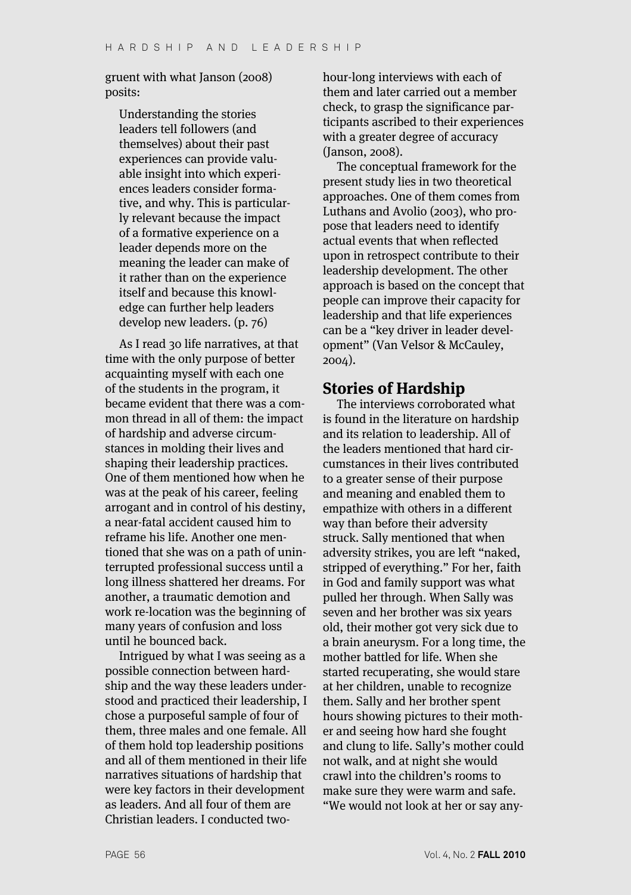gruent with what Janson (2008) posits:

> Understanding the stories leaders tell followers (and themselves) about their past experiences can provide valuable insight into which experiences leaders consider formative, and why. This is particularly relevant because the impact of a formative experience on a leader depends more on the meaning the leader can make of it rather than on the experience itself and because this knowledge can further help leaders develop new leaders. (p. 76)

As I read 30 life narratives, at that time with the only purpose of better acquainting myself with each one of the students in the program, it became evident that there was a common thread in all of them: the impact of hardship and adverse circumstances in molding their lives and shaping their leadership practices. One of them mentioned how when he was at the peak of his career, feeling arrogant and in control of his destiny, a near-fatal accident caused him to reframe his life. Another one mentioned that she was on a path of uninterrupted professional success until a long illness shattered her dreams. For another, a traumatic demotion and work re-location was the beginning of many years of confusion and loss until he bounced back.

Intrigued by what I was seeing as a possible connection between hardship and the way these leaders understood and practiced their leadership, I chose a purposeful sample of four of them, three males and one female. All of them hold top leadership positions and all of them mentioned in their life narratives situations of hardship that were key factors in their development as leaders. And all four of them are Christian leaders. I conducted two-hour-long interviews with each of them and later carried out a member check, to grasp the significance participants ascribed to their experiences with a greater degree of accuracy (Janson, 2008).

The conceptual framework for the present study lies in two theoretical approaches. One of them comes from Luthans and Avolio (2003), who propose that leaders need to identify actual events that when reflected upon in retrospect contribute to their leadership development. The other approach is based on the concept that people can improve their capacity for leadership and that life experiences can be a "key driver in leader development" (Van Velsor & McCauley, 2004).

## Stories of Hardship

The interviews corroborated what is found in the literature on hardship and its relation to leadership. All of the leaders mentioned that hard circumstances in their lives contributed to a greater sense of their purpose and meaning and enabled them to empathize with others in a different way than before their adversity struck. Sally mentioned that when adversity strikes, you are left "naked, stripped of everything." For her, faith in God and family support was what pulled her through. When Sally was seven and her brother was six years old, their mother got very sick due to a brain aneurysm. For a long time, the mother battled for life. When she started recuperating, she would stare at her children, unable to recognize them. Sally and her brother spent hours showing pictures to their mother and seeing how hard she fought and clung to life. Sally's mother could not walk, and at night she would crawl into the children's rooms to make sure they were warm and safe. "We would not look at her or say any-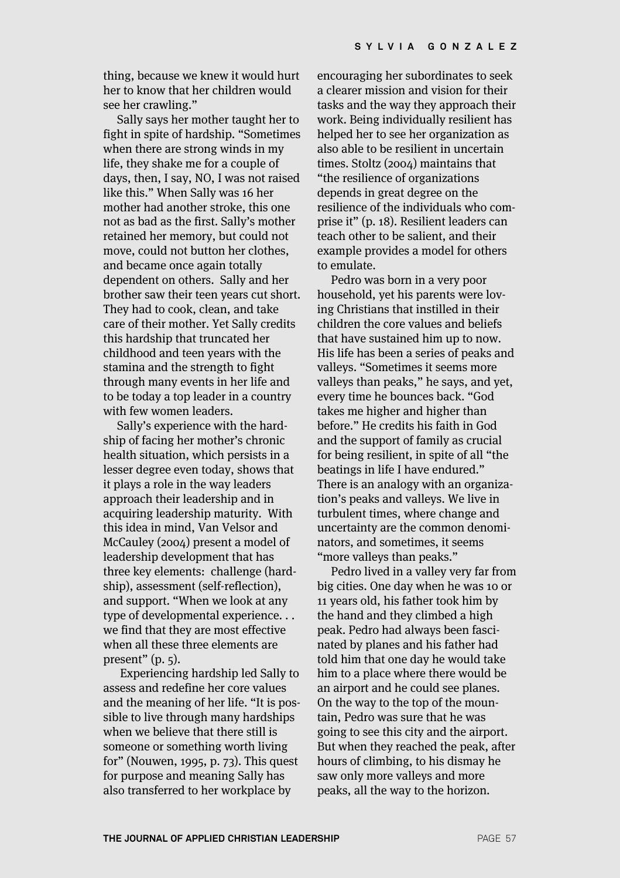thing, because we knew it would hurt her to know that her children would see her crawling."

Sally says her mother taught her to fight in spite of hardship. "Sometimes when there are strong winds in my life, they shake me for a couple of days, then, I say, NO, I was not raised like this." When Sally was 16 her mother had another stroke, this one not as bad as the first. Sally's mother retained her memory, but could not move, could not button her clothes, and became once again totally dependent on others. Sally and her brother saw their teen years cut short. They had to cook, clean, and take care of their mother. Yet Sally credits this hardship that truncated her childhood and teen years with the stamina and the strength to fight through many events in her life and to be today a top leader in a country with few women leaders.

Sally's experience with the hardship of facing her mother's chronic health situation, which persists in a lesser degree even today, shows that it plays a role in the way leaders approach their leadership and in acquiring leadership maturity. With this idea in mind, Van Velsor and McCauley (2004) present a model of leadership development that has three key elements: challenge (hardship), assessment (self-reflection), and support. "When we look at any type of developmental experience. . . we find that they are most effective when all these three elements are present" (p. 5).

Experiencing hardship led Sally to assess and redefine her core values and the meaning of her life. "It is possible to live through many hardships when we believe that there still is someone or something worth living for" (Nouwen, 1995, p. 73). This quest for purpose and meaning Sally has also transferred to her workplace by encouraging her subordinates to seek a clearer mission and vision for their tasks and the way they approach their work. Being individually resilient has helped her to see her organization as also able to be resilient in uncertain times. Stoltz (2004) maintains that "the resilience of organizations depends in great degree on the resilience of the individuals who comprise it" (p. 18). Resilient leaders can teach other to be salient, and their example provides a model for others to emulate.

Pedro was born in a very poor household, yet his parents were loving Christians that instilled in their children the core values and beliefs that have sustained him up to now. His life has been a series of peaks and valleys. "Sometimes it seems more valleys than peaks," he says, and yet, every time he bounces back. "God takes me higher and higher than before." He credits his faith in God and the support of family as crucial for being resilient, in spite of all "the beatings in life I have endured." There is an analogy with an organization's peaks and valleys. We live in turbulent times, where change and uncertainty are the common denominators, and sometimes, it seems "more valleys than peaks."

Pedro lived in a valley very far from big cities. One day when he was 10 or 11 years old, his father took him by the hand and they climbed a high peak. Pedro had always been fascinated by planes and his father had told him that one day he would take him to a place where there would be an airport and he could see planes. On the way to the top of the mountain, Pedro was sure that he was going to see this city and the airport. But when they reached the peak, after hours of climbing, to his dismay he saw only more valleys and more peaks, all the way to the horizon.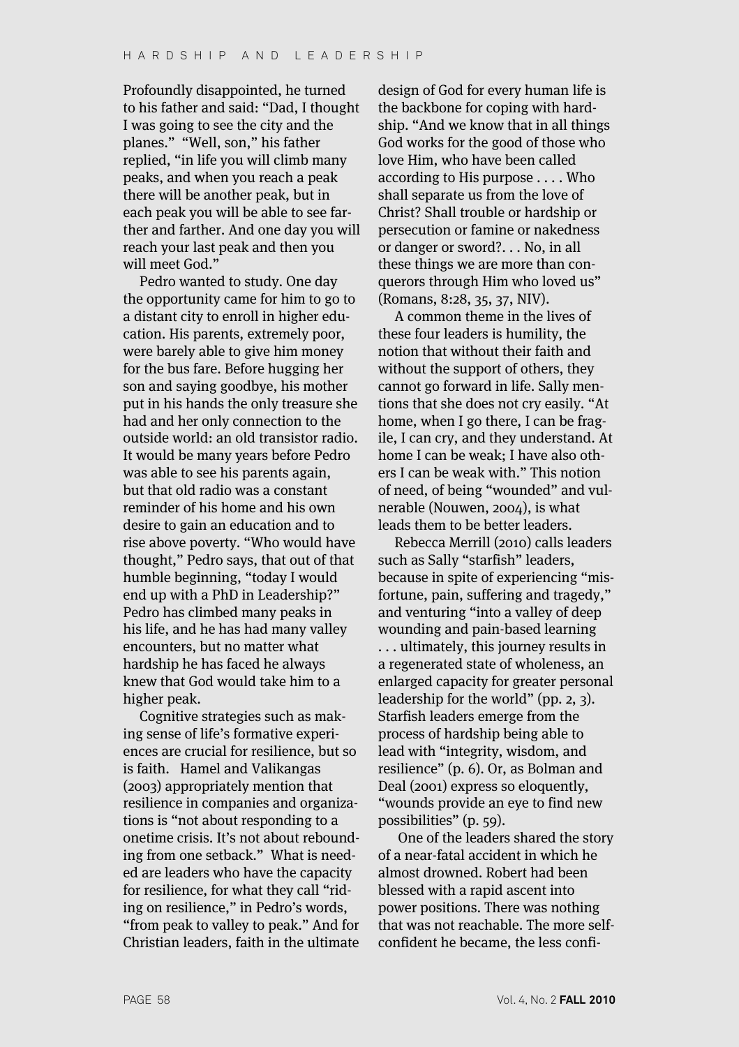Profoundly disappointed, he turned to his father and said: "Dad, I thought I was going to see the city and the planes." "Well, son," his father replied, "in life you will climb many peaks, and when you reach a peak there will be another peak, but in each peak you will be able to see farther and farther. And one day you will reach your last peak and then you will meet God."

Pedro wanted to study. One day the opportunity came for him to go to a distant city to enroll in higher education. His parents, extremely poor, were barely able to give him money for the bus fare. Before hugging her son and saying goodbye, his mother put in his hands the only treasure she had and her only connection to the outside world: an old transistor radio. It would be many years before Pedro was able to see his parents again, but that old radio was a constant reminder of his home and his own desire to gain an education and to rise above poverty. "Who would have thought," Pedro says, that out of that humble beginning, "today I would end up with a PhD in Leadership?" Pedro has climbed many peaks in his life, and he has had many valley encounters, but no matter what hardship he has faced he always knew that God would take him to a higher peak.

Cognitive strategies such as making sense of life's formative experiences are crucial for resilience, but so is faith. Hamel and Valikangas (2003) appropriately mention that resilience in companies and organizations is "not about responding to a onetime crisis. It's not about rebounding from one setback." What is needed are leaders who have the capacity for resilience, for what they call "riding on resilience," in Pedro's words, "from peak to valley to peak." And for Christian leaders, faith in the ultimate design of God for every human life is the backbone for coping with hardship. "And we know that in all things God works for the good of those who love Him, who have been called according to His purpose . . . . Who shall separate us from the love of Christ? Shall trouble or hardship or persecution or famine or nakedness or danger or sword?. . . No, in all these things we are more than conquerors through Him who loved us" (Romans, 8:28, 35, 37, NIV).

A common theme in the lives of these four leaders is humility, the notion that without their faith and without the support of others, they cannot go forward in life. Sally mentions that she does not cry easily. "At home, when I go there, I can be fragile, I can cry, and they understand. At home I can be weak; I have also others I can be weak with." This notion of need, of being "wounded" and vulnerable (Nouwen, 2004), is what leads them to be better leaders.

Rebecca Merrill (2010) calls leaders such as Sally "starfish" leaders, because in spite of experiencing "misfortune, pain, suffering and tragedy," and venturing "into a valley of deep wounding and pain-based learning . . . ultimately, this journey results in a regenerated state of wholeness, an enlarged capacity for greater personal leadership for the world" (pp. 2, 3). Starfish leaders emerge from the process of hardship being able to lead with "integrity, wisdom, and resilience" (p. 6). Or, as Bolman and Deal (2001) express so eloquently, "wounds provide an eye to find new possibilities" (p. 59).

One of the leaders shared the story of a near-fatal accident in which he almost drowned. Robert had been blessed with a rapid ascent into power positions. There was nothing that was not reachable. The more self-confident he became, the less confi-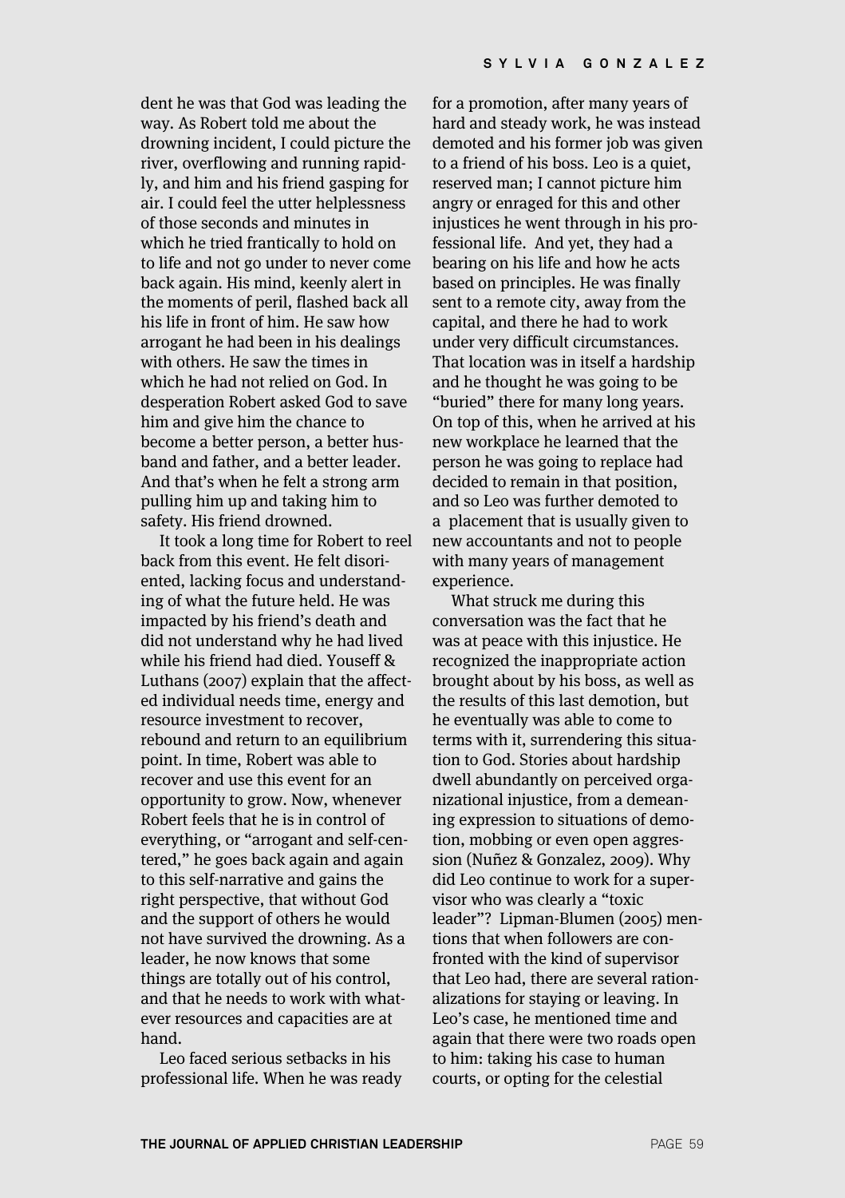dent he was that God was leading the way. As Robert told me about the drowning incident, I could picture the river, overflowing and running rapidly, and him and his friend gasping for air. I could feel the utter helplessness of those seconds and minutes in which he tried frantically to hold on to life and not go under to never come back again. His mind, keenly alert in the moments of peril, flashed back all his life in front of him. He saw how arrogant he had been in his dealings with others. He saw the times in which he had not relied on God. In desperation Robert asked God to save him and give him the chance to become a better person, a better husband and father, and a better leader. And that's when he felt a strong arm pulling him up and taking him to safety. His friend drowned.

It took a long time for Robert to reel back from this event. He felt disoriented, lacking focus and understanding of what the future held. He was impacted by his friend's death and did not understand why he had lived while his friend had died. Youseff & Luthans (2007) explain that the affected individual needs time, energy and resource investment to recover, rebound and return to an equilibrium point. In time, Robert was able to recover and use this event for an opportunity to grow. Now, whenever Robert feels that he is in control of everything, or "arrogant and self-centered," he goes back again and again to this self-narrative and gains the right perspective, that without God and the support of others he would not have survived the drowning. As a leader, he now knows that some things are totally out of his control, and that he needs to work with whatever resources and capacities are at hand.

Leo faced serious setbacks in his professional life. When he was ready for a promotion, after many years of hard and steady work, he was instead demoted and his former job was given to a friend of his boss. Leo is a quiet, reserved man; I cannot picture him angry or enraged for this and other injustices he went through in his professional life. And yet, they had a bearing on his life and how he acts based on principles. He was finally sent to a remote city, away from the capital, and there he had to work under very difficult circumstances. That location was in itself a hardship and he thought he was going to be "buried" there for many long years. On top of this, when he arrived at his new workplace he learned that the person he was going to replace had decided to remain in that position, and so Leo was further demoted to a placement that is usually given to new accountants and not to people with many years of management experience.

What struck me during this conversation was the fact that he was at peace with this injustice. He recognized the inappropriate action brought about by his boss, as well as the results of this last demotion, but he eventually was able to come to terms with it, surrendering this situation to God. Stories about hardship dwell abundantly on perceived organizational injustice, from a demeaning expression to situations of demotion, mobbing or even open aggression (Nuñez & Gonzalez, 2009). Why did Leo continue to work for a supervisor who was clearly a "toxic leader"? Lipman-Blumen (2005) mentions that when followers are confronted with the kind of supervisor that Leo had, there are several rationalizations for staying or leaving. In Leo's case, he mentioned time and again that there were two roads open to him: taking his case to human courts, or opting for the celestial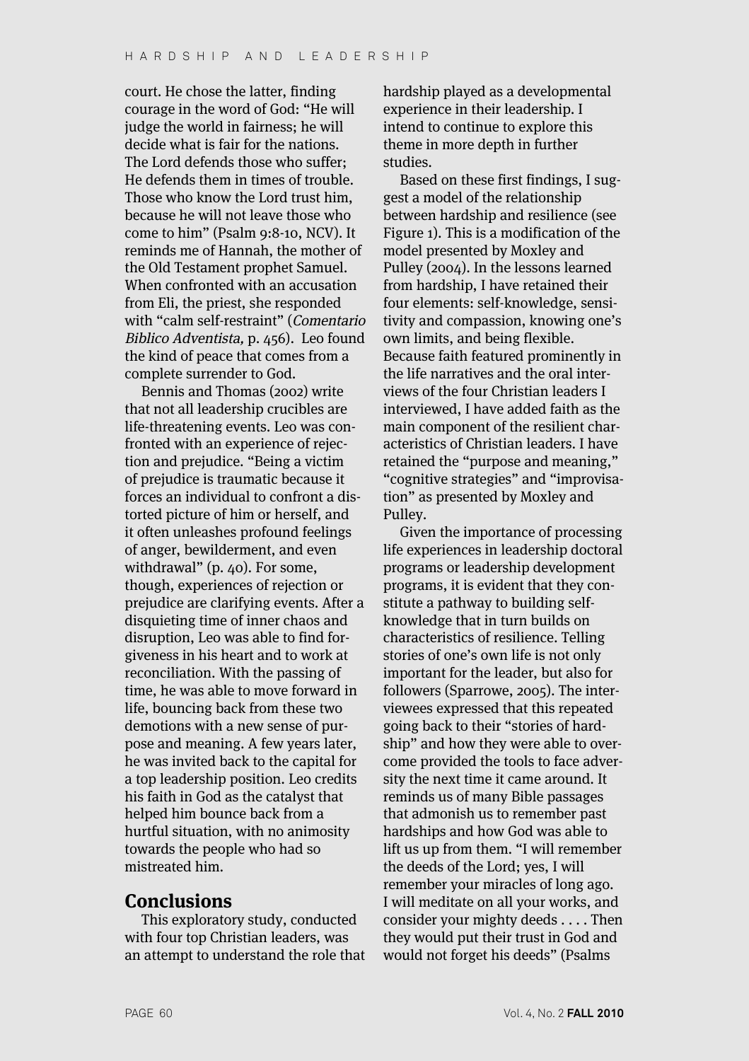court. He chose the latter, finding courage in the word of God: "He will judge the world in fairness; he will decide what is fair for the nations. The Lord defends those who suffer; He defends them in times of trouble. Those who know the Lord trust him, because he will not leave those who come to him" (Psalm 9:8-10, NCV). It reminds me of Hannah, the mother of the Old Testament prophet Samuel. When confronted with an accusation from Eli, the priest, she responded with "calm self-restraint" (*Comentario Biblico Adventista,* p. 456). Leo found the kind of peace that comes from a complete surrender to God.

Bennis and Thomas (2002) write that not all leadership crucibles are life-threatening events. Leo was confronted with an experience of rejection and prejudice. "Being a victim of prejudice is traumatic because it forces an individual to confront a distorted picture of him or herself, and it often unleashes profound feelings of anger, bewilderment, and even withdrawal" (p. 40). For some, though, experiences of rejection or prejudice are clarifying events. After a disquieting time of inner chaos and disruption, Leo was able to find forgiveness in his heart and to work at reconciliation. With the passing of time, he was able to move forward in life, bouncing back from these two demotions with a new sense of purpose and meaning. A few years later, he was invited back to the capital for a top leadership position. Leo credits his faith in God as the catalyst that helped him bounce back from a hurtful situation, with no animosity towards the people who had so mistreated him.

## Conclusions

This exploratory study, conducted with four top Christian leaders, was an attempt to understand the role that hardship played as a developmental experience in their leadership. I intend to continue to explore this theme in more depth in further studies.

Based on these first findings, I suggest a model of the relationship between hardship and resilience (see Figure 1). This is a modification of the model presented by Moxley and Pulley (2004). In the lessons learned from hardship, I have retained their four elements: self-knowledge, sensitivity and compassion, knowing one's own limits, and being flexible. Because faith featured prominently in the life narratives and the oral interviews of the four Christian leaders I interviewed, I have added faith as the main component of the resilient characteristics of Christian leaders. I have retained the "purpose and meaning," "cognitive strategies" and "improvisation" as presented by Moxley and Pulley.

Given the importance of processing life experiences in leadership doctoral programs or leadership development programs, it is evident that they constitute a pathway to building self-knowledge that in turn builds on characteristics of resilience. Telling stories of one's own life is not only important for the leader, but also for followers (Sparrowe, 2005). The interviewees expressed that this repeated going back to their "stories of hardship" and how they were able to overcome provided the tools to face adversity the next time it came around. It reminds us of many Bible passages that admonish us to remember past hardships and how God was able to lift us up from them. "I will remember the deeds of the Lord; yes, I will remember your miracles of long ago. I will meditate on all your works, and consider your mighty deeds . . . . Then they would put their trust in God and would not forget his deeds" (Psalms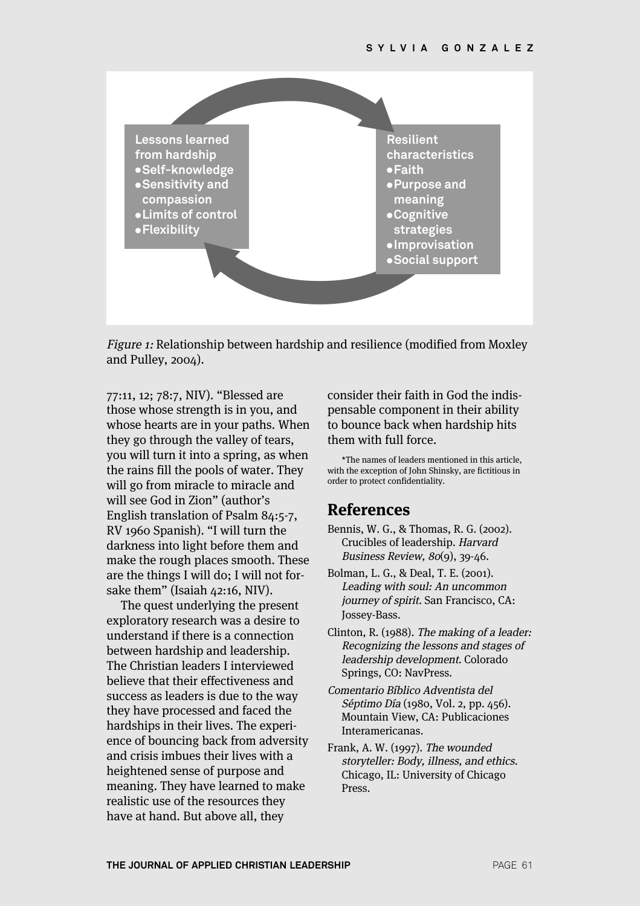Lessons learned from hardship
- Self-knowledge
- Sensitivity and compassion
- Limits of control
- Flexibility

Resilient characteristics
- Faith
- Purpose and meaning
- Cognitive strategies
- Improvisation
- Social support

*Figure 1:* Relationship between hardship and resilience (modified from Moxley and Pulley, 2004).

77:11, 12; 78:7, NIV). "Blessed are those whose strength is in you, and whose hearts are in your paths. When they go through the valley of tears, you will turn it into a spring, as when the rains fill the pools of water. They will go from miracle to miracle and will see God in Zion" (author's English translation of Psalm 84:5-7, RV 1960 Spanish). "I will turn the darkness into light before them and make the rough places smooth. These are the things I will do; I will not forsake them" (Isaiah 42:16, NIV).

The quest underlying the present exploratory research was a desire to understand if there is a connection between hardship and leadership. The Christian leaders I interviewed believe that their effectiveness and success as leaders is due to the way they have processed and faced the hardships in their lives. The experience of bouncing back from adversity and crisis imbues their lives with a heightened sense of purpose and meaning. They have learned to make realistic use of the resources they have at hand. But above all, they consider their faith in God the indispensable component in their ability to bounce back when hardship hits them with full force.

*The names of leaders mentioned in this article, with the exception of John Shinsky, are fictitious in order to protect confidentiality.

## References

Bennis, W. G., & Thomas, R. G. (2002). Crucibles of leadership. *Harvard Business Review, 80*(9), 39-46.

Bolman, L. G., & Deal, T. E. (2001). *Leading with soul: An uncommon journey of spirit.* San Francisco, CA: Jossey-Bass.

Clinton, R. (1988). *The making of a leader: Recognizing the lessons and stages of leadership development.* Colorado Springs, CO: NavPress.

*Comentario Bíblico Adventista del Séptimo Día* (1980, Vol. 2, pp. 456). Mountain View, CA: Publicaciones Interamericanas.

Frank, A. W. (1997). *The wounded storyteller: Body, illness, and ethics.* Chicago, IL: University of Chicago Press.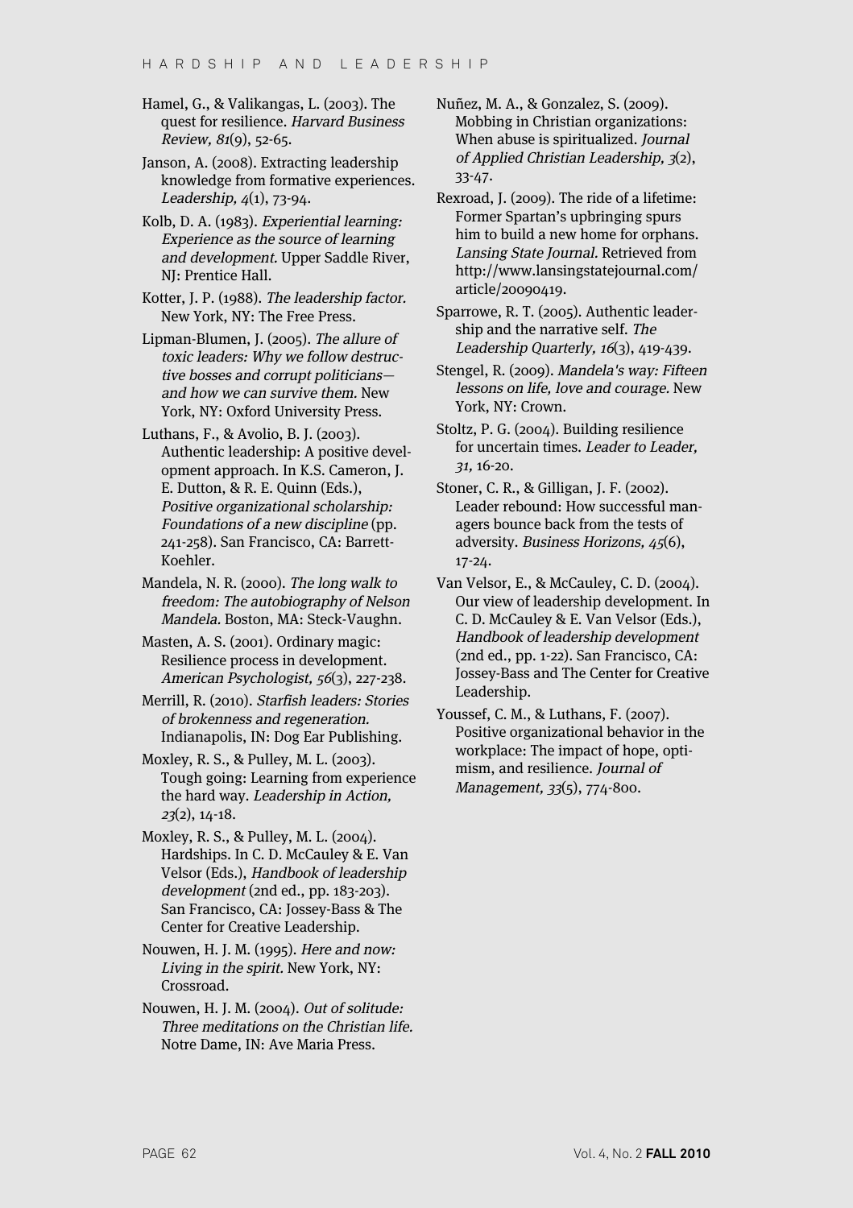Hamel, G., & Valikangas, L. (2003). The quest for resilience. *Harvard Business Review, 81*(9), 52-65.

Janson, A. (2008). Extracting leadership knowledge from formative experiences. *Leadership, 4*(1), 73-94.

Kolb, D. A. (1983). *Experiential learning: Experience as the source of learning and development.* Upper Saddle River, NJ: Prentice Hall.

Kotter, J. P. (1988). *The leadership factor.* New York, NY: The Free Press.

Lipman-Blumen, J. (2005). *The allure of toxic leaders: Why we follow destructive bosses and corrupt politicians—and how we can survive them.* New York, NY: Oxford University Press.

Luthans, F., & Avolio, B. J. (2003). Authentic leadership: A positive development approach. In K.S. Cameron, J. E. Dutton, & R. E. Quinn (Eds.), *Positive organizational scholarship: Foundations of a new discipline* (pp. 241-258). San Francisco, CA: Barrett-Koehler.

Mandela, N. R. (2000). *The long walk to freedom: The autobiography of Nelson Mandela.* Boston, MA: Steck-Vaughn.

Masten, A. S. (2001). Ordinary magic: Resilience process in development. *American Psychologist, 56*(3), 227-238.

Merrill, R. (2010). *Starfish leaders: Stories of brokenness and regeneration.* Indianapolis, IN: Dog Ear Publishing.

Moxley, R. S., & Pulley, M. L. (2003). Tough going: Learning from experience the hard way. *Leadership in Action, 23*(2), 14-18.

Moxley, R. S., & Pulley, M. L. (2004). Hardships. In C. D. McCauley & E. Van Velsor (Eds.), *Handbook of leadership development* (2nd ed., pp. 183-203). San Francisco, CA: Jossey-Bass & The Center for Creative Leadership.

Nouwen, H. J. M. (1995). *Here and now: Living in the spirit.* New York, NY: Crossroad.

Nouwen, H. J. M. (2004). *Out of solitude: Three meditations on the Christian life.* Notre Dame, IN: Ave Maria Press.

Nuñez, M. A., & Gonzalez, S. (2009). Mobbing in Christian organizations: When abuse is spiritualized. *Journal of Applied Christian Leadership, 3*(2), 33-47.

Rexroad, J. (2009). The ride of a lifetime: Former Spartan's upbringing spurs him to build a new home for orphans. *Lansing State Journal.* Retrieved from http://www.lansingstatejournal.com/article/20090419.

Sparrowe, R. T. (2005). Authentic leadership and the narrative self. *The Leadership Quarterly, 16*(3), 419-439.

Stengel, R. (2009). *Mandela's way: Fifteen lessons on life, love and courage.* New York, NY: Crown.

Stoltz, P. G. (2004). Building resilience for uncertain times. *Leader to Leader, 31,* 16-20.

Stoner, C. R., & Gilligan, J. F. (2002). Leader rebound: How successful managers bounce back from the tests of adversity. *Business Horizons, 45*(6), 17-24.

Van Velsor, E., & McCauley, C. D. (2004). Our view of leadership development. In C. D. McCauley & E. Van Velsor (Eds.), *Handbook of leadership development* (2nd ed., pp. 1-22). San Francisco, CA: Jossey-Bass and The Center for Creative Leadership.

Youssef, C. M., & Luthans, F. (2007). Positive organizational behavior in the workplace: The impact of hope, optimism, and resilience. *Journal of Management, 33*(5), 774-800.